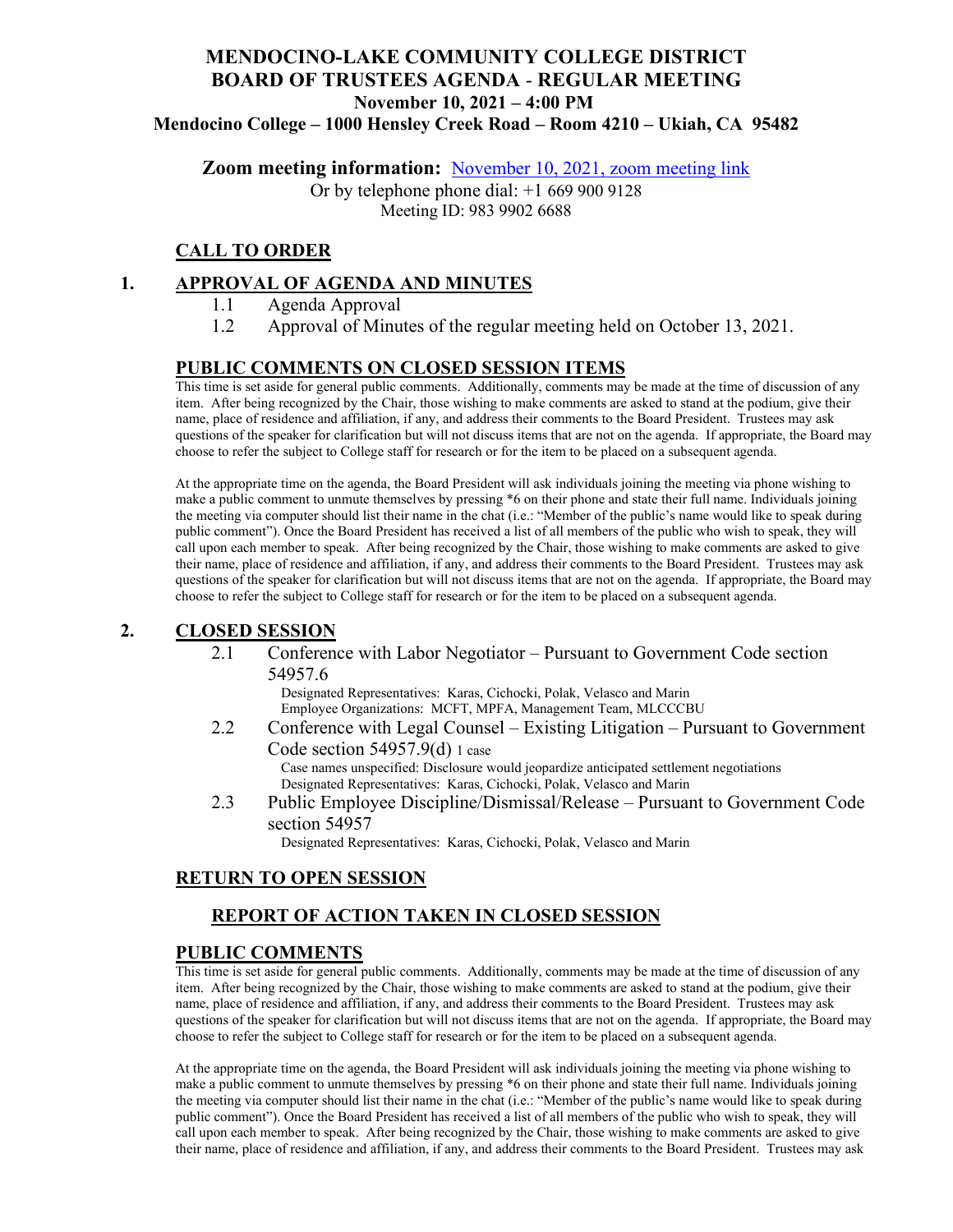# MENDOCINO-LAKE COMMUNITY COLLEGE DISTRICT
# BOARD OF TRUSTEES AGENDA - REGULAR MEETING
## November 10, 2021 – 4:00 PM
## Mendocino College – 1000 Hensley Creek Road – Room 4210 – Ukiah, CA 95482

**Zoom meeting information:** November 10, 2021, zoom meeting link

Or by telephone phone dial: +1 669 900 9128

Meeting ID: 983 9902 6688

## CALL TO ORDER

## 1. APPROVAL OF AGENDA AND MINUTES

1.1 Agenda Approval

1.2 Approval of Minutes of the regular meeting held on October 13, 2021.

## PUBLIC COMMENTS ON CLOSED SESSION ITEMS

This time is set aside for general public comments. Additionally, comments may be made at the time of discussion of any item. After being recognized by the Chair, those wishing to make comments are asked to stand at the podium, give their name, place of residence and affiliation, if any, and address their comments to the Board President. Trustees may ask questions of the speaker for clarification but will not discuss items that are not on the agenda. If appropriate, the Board may choose to refer the subject to College staff for research or for the item to be placed on a subsequent agenda.

At the appropriate time on the agenda, the Board President will ask individuals joining the meeting via phone wishing to make a public comment to unmute themselves by pressing *6 on their phone and state their full name. Individuals joining the meeting via computer should list their name in the chat (i.e.: "Member of the public's name would like to speak during public comment"). Once the Board President has received a list of all members of the public who wish to speak, they will call upon each member to speak. After being recognized by the Chair, those wishing to make comments are asked to give their name, place of residence and affiliation, if any, and address their comments to the Board President. Trustees may ask questions of the speaker for clarification but will not discuss items that are not on the agenda. If appropriate, the Board may choose to refer the subject to College staff for research or for the item to be placed on a subsequent agenda.

## 2. CLOSED SESSION

2.1 Conference with Labor Negotiator – Pursuant to Government Code section 54957.6

Designated Representatives: Karas, Cichocki, Polak, Velasco and Marin

Employee Organizations: MCFT, MPFA, Management Team, MLCCCBU

2.2 Conference with Legal Counsel – Existing Litigation – Pursuant to Government Code section 54957.9(d) 1 case

Case names unspecified: Disclosure would jeopardize anticipated settlement negotiations

Designated Representatives: Karas, Cichocki, Polak, Velasco and Marin

2.3 Public Employee Discipline/Dismissal/Release – Pursuant to Government Code section 54957

Designated Representatives: Karas, Cichocki, Polak, Velasco and Marin

## RETURN TO OPEN SESSION

### REPORT OF ACTION TAKEN IN CLOSED SESSION

## PUBLIC COMMENTS

This time is set aside for general public comments. Additionally, comments may be made at the time of discussion of any item. After being recognized by the Chair, those wishing to make comments are asked to stand at the podium, give their name, place of residence and affiliation, if any, and address their comments to the Board President. Trustees may ask questions of the speaker for clarification but will not discuss items that are not on the agenda. If appropriate, the Board may choose to refer the subject to College staff for research or for the item to be placed on a subsequent agenda.

At the appropriate time on the agenda, the Board President will ask individuals joining the meeting via phone wishing to make a public comment to unmute themselves by pressing *6 on their phone and state their full name. Individuals joining the meeting via computer should list their name in the chat (i.e.: "Member of the public's name would like to speak during public comment"). Once the Board President has received a list of all members of the public who wish to speak, they will call upon each member to speak. After being recognized by the Chair, those wishing to make comments are asked to give their name, place of residence and affiliation, if any, and address their comments to the Board President. Trustees may ask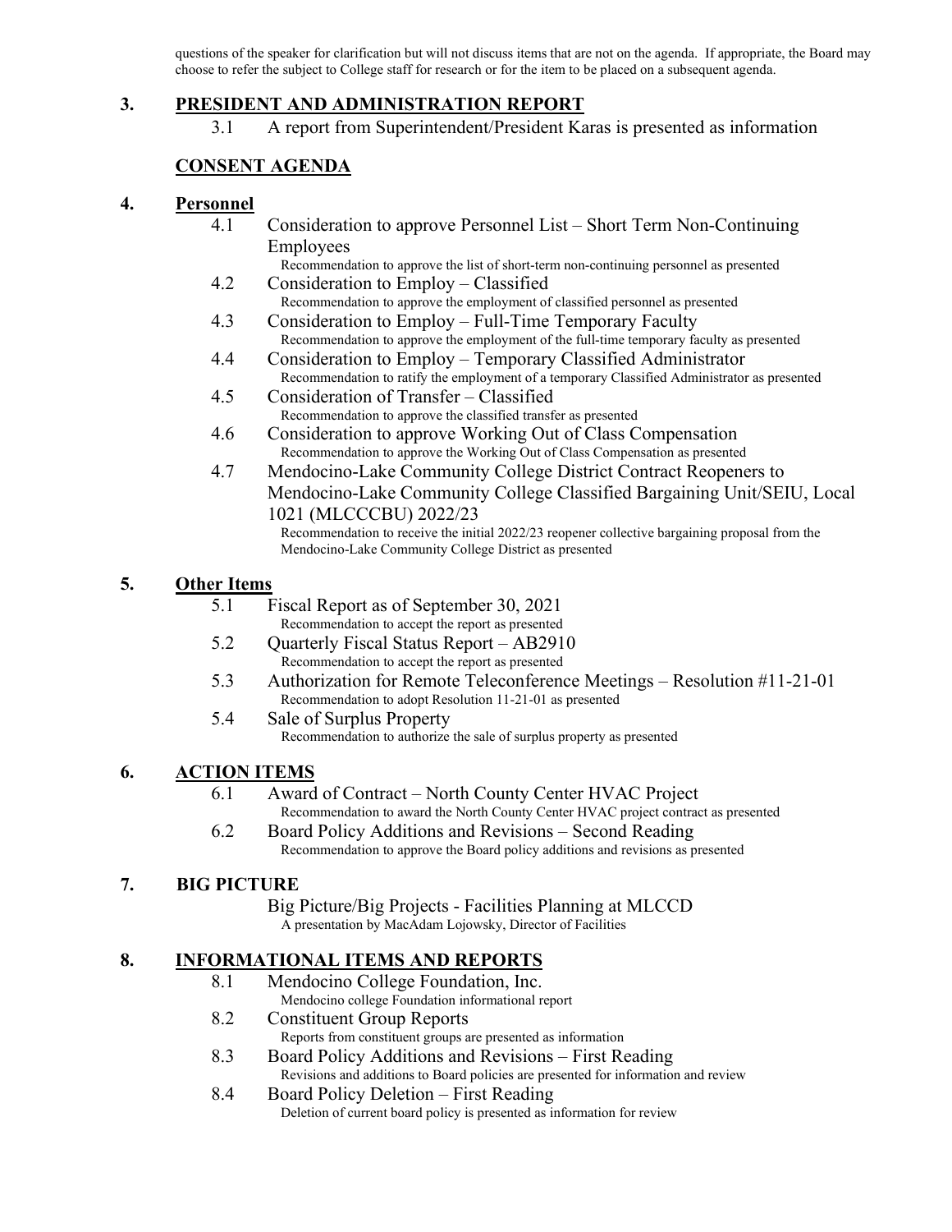questions of the speaker for clarification but will not discuss items that are not on the agenda. If appropriate, the Board may choose to refer the subject to College staff for research or for the item to be placed on a subsequent agenda.

## 3. PRESIDENT AND ADMINISTRATION REPORT

3.1 A report from Superintendent/President Karas is presented as information

## CONSENT AGENDA

## 4. Personnel

4.1 Consideration to approve Personnel List – Short Term Non-Continuing Employees
Recommendation to approve the list of short-term non-continuing personnel as presented

4.2 Consideration to Employ – Classified
Recommendation to approve the employment of classified personnel as presented

4.3 Consideration to Employ – Full-Time Temporary Faculty
Recommendation to approve the employment of the full-time temporary faculty as presented

4.4 Consideration to Employ – Temporary Classified Administrator
Recommendation to ratify the employment of a temporary Classified Administrator as presented

4.5 Consideration of Transfer – Classified
Recommendation to approve the classified transfer as presented

4.6 Consideration to approve Working Out of Class Compensation
Recommendation to approve the Working Out of Class Compensation as presented

4.7 Mendocino-Lake Community College District Contract Reopeners to Mendocino-Lake Community College Classified Bargaining Unit/SEIU, Local 1021 (MLCCCBU) 2022/23
Recommendation to receive the initial 2022/23 reopener collective bargaining proposal from the Mendocino-Lake Community College District as presented

## 5. Other Items

5.1 Fiscal Report as of September 30, 2021
Recommendation to accept the report as presented

5.2 Quarterly Fiscal Status Report – AB2910
Recommendation to accept the report as presented

5.3 Authorization for Remote Teleconference Meetings – Resolution #11-21-01
Recommendation to adopt Resolution 11-21-01 as presented

5.4 Sale of Surplus Property
Recommendation to authorize the sale of surplus property as presented

## 6. ACTION ITEMS

6.1 Award of Contract – North County Center HVAC Project
Recommendation to award the North County Center HVAC project contract as presented

6.2 Board Policy Additions and Revisions – Second Reading
Recommendation to approve the Board policy additions and revisions as presented

## 7. BIG PICTURE

Big Picture/Big Projects - Facilities Planning at MLCCD
A presentation by MacAdam Lojowsky, Director of Facilities

## 8. INFORMATIONAL ITEMS AND REPORTS

8.1 Mendocino College Foundation, Inc.
Mendocino college Foundation informational report

8.2 Constituent Group Reports
Reports from constituent groups are presented as information

8.3 Board Policy Additions and Revisions – First Reading
Revisions and additions to Board policies are presented for information and review

8.4 Board Policy Deletion – First Reading
Deletion of current board policy is presented as information for review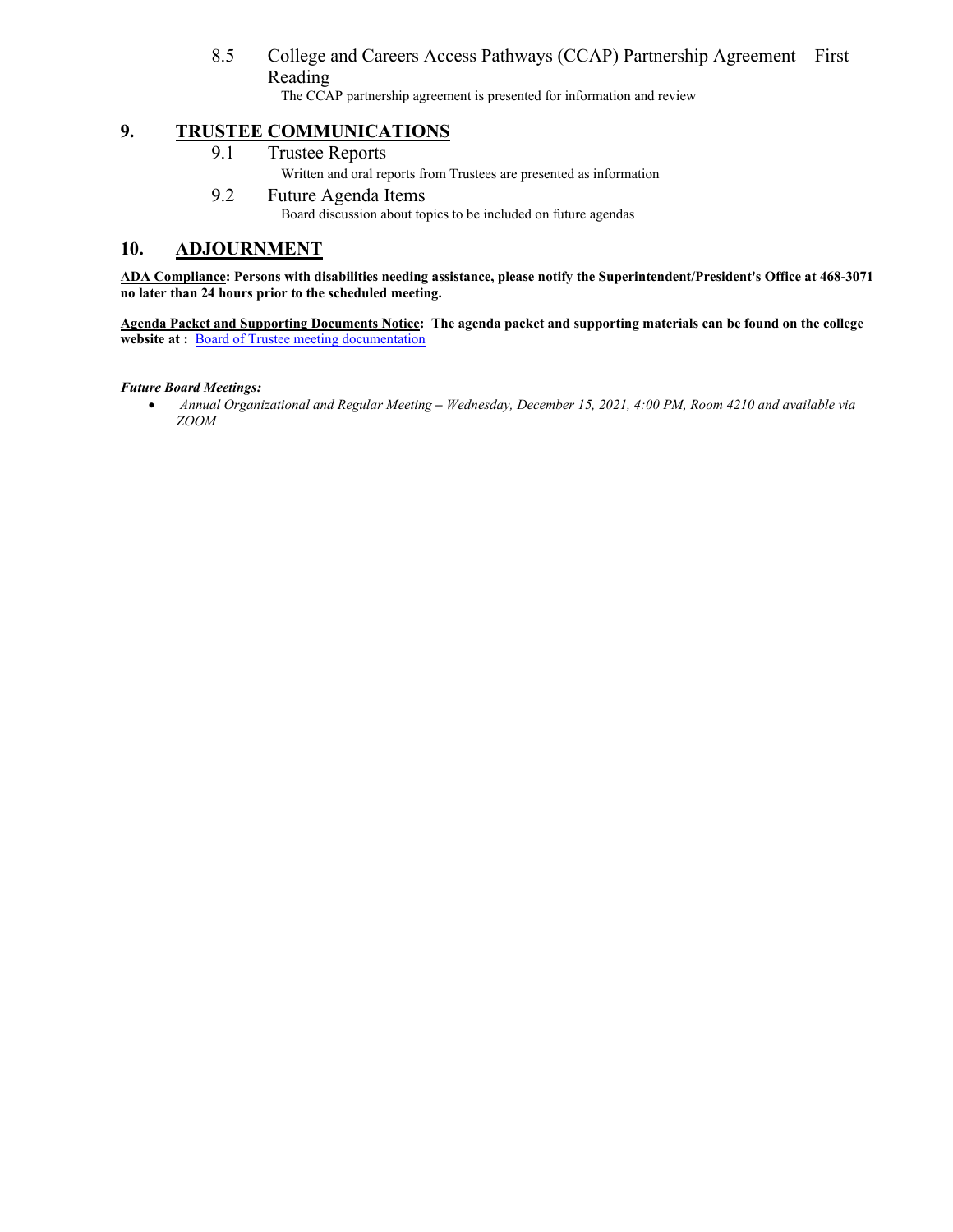8.5 College and Careers Access Pathways (CCAP) Partnership Agreement – First Reading

The CCAP partnership agreement is presented for information and review

## 9. TRUSTEE COMMUNICATIONS

9.1 Trustee Reports

Written and oral reports from Trustees are presented as information

9.2 Future Agenda Items

Board discussion about topics to be included on future agendas

## 10. ADJOURNMENT

**ADA Compliance: Persons with disabilities needing assistance, please notify the Superintendent/President's Office at 468-3071 no later than 24 hours prior to the scheduled meeting.**

**Agenda Packet and Supporting Documents Notice: The agenda packet and supporting materials can be found on the college website at :** Board of Trustee meeting documentation

***Future Board Meetings:***

- *Annual Organizational and Regular Meeting – Wednesday, December 15, 2021, 4:00 PM, Room 4210 and available via ZOOM*